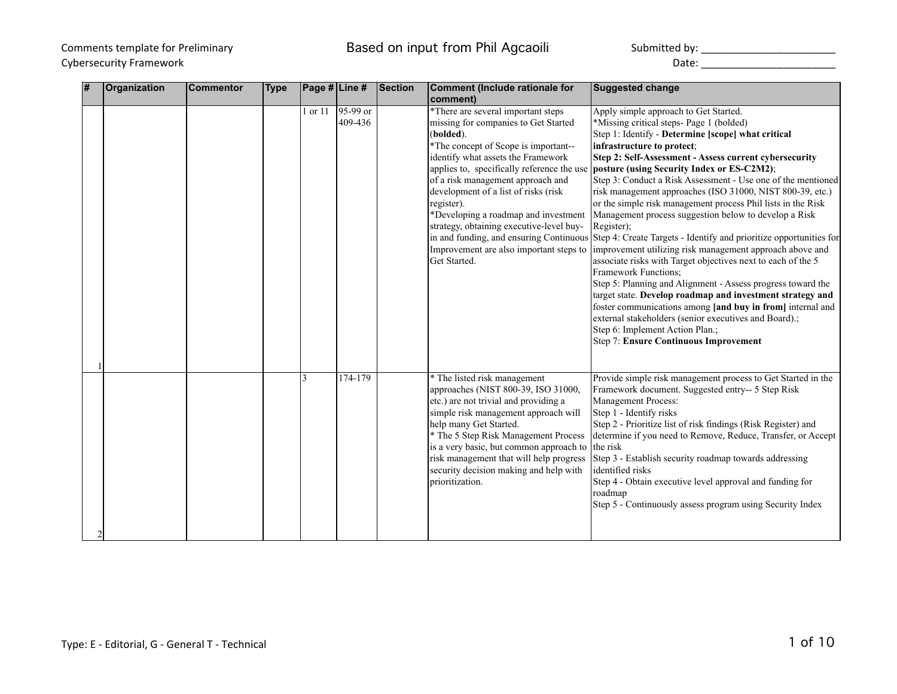Comments template for Preliminary Cybersecurity Framework

Based on input from Phil Agcaoili

Submitted by: ________________________

Date: ________________________

| # | Organization | Commentor | Type | Page # | Line # | Section | Comment (Include rationale for comment) | Suggested change |
|---|---|---|---|---|---|---|---|---|
| 1 | | | | 1 or 11 | 95-99 or 409-436 | | *There are several important steps missing for companies to Get Started (**bolded**).<br>*The concept of Scope is important--identify what assets the Framework applies to, specifically reference the use of a risk management approach and development of a list of risks (risk register).<br>*Developing a roadmap and investment strategy, obtaining executive-level buy-in and funding, and ensuring Continuous Improvement are also important steps to Get Started. | Apply simple approach to Get Started.<br>*Missing critical steps- Page 1 (bolded)<br>Step 1: Identify - **Determine [scope] what critical infrastructure to protect**;<br>**Step 2: Self-Assessment - Assess current cybersecurity posture (using Security Index or ES-C2M2)**;<br>Step 3: Conduct a Risk Assessment - Use one of the mentioned risk management approaches (ISO 31000, NIST 800-39, etc.) or the simple risk management process Phil lists in the Risk Management process suggestion below to develop a Risk Register);<br>Step 4: Create Targets - Identify and prioritize opportunities for improvement utilizing risk management approach above and associate risks with Target objectives next to each of the 5 Framework Functions;<br>Step 5: Planning and Alignment - Assess progress toward the target state. **Develop roadmap and investment strategy and** foster communications among **[and buy in from]** internal and external stakeholders (senior executives and Board).;<br>Step 6: Implement Action Plan.;<br>Step 7: **Ensure Continuous Improvement** |
| 2 | | | | 3 | 174-179 | | * The listed risk management approaches (NIST 800-39, ISO 31000, etc.) are not trivial and providing a simple risk management approach will help many Get Started.<br>* The 5 Step Risk Management Process is a very basic, but common approach to risk management that will help progress security decision making and help with prioritization. | Provide simple risk management process to Get Started in the Framework document. Suggested entry-- 5 Step Risk Management Process:<br>Step 1 - Identify risks<br>Step 2 - Prioritize list of risk findings (Risk Register) and determine if you need to Remove, Reduce, Transfer, or Accept the risk<br>Step 3 - Establish security roadmap towards addressing identified risks<br>Step 4 - Obtain executive level approval and funding for roadmap<br>Step 5 - Continuously assess program using Security Index |

Type: E - Editorial, G - General T - Technical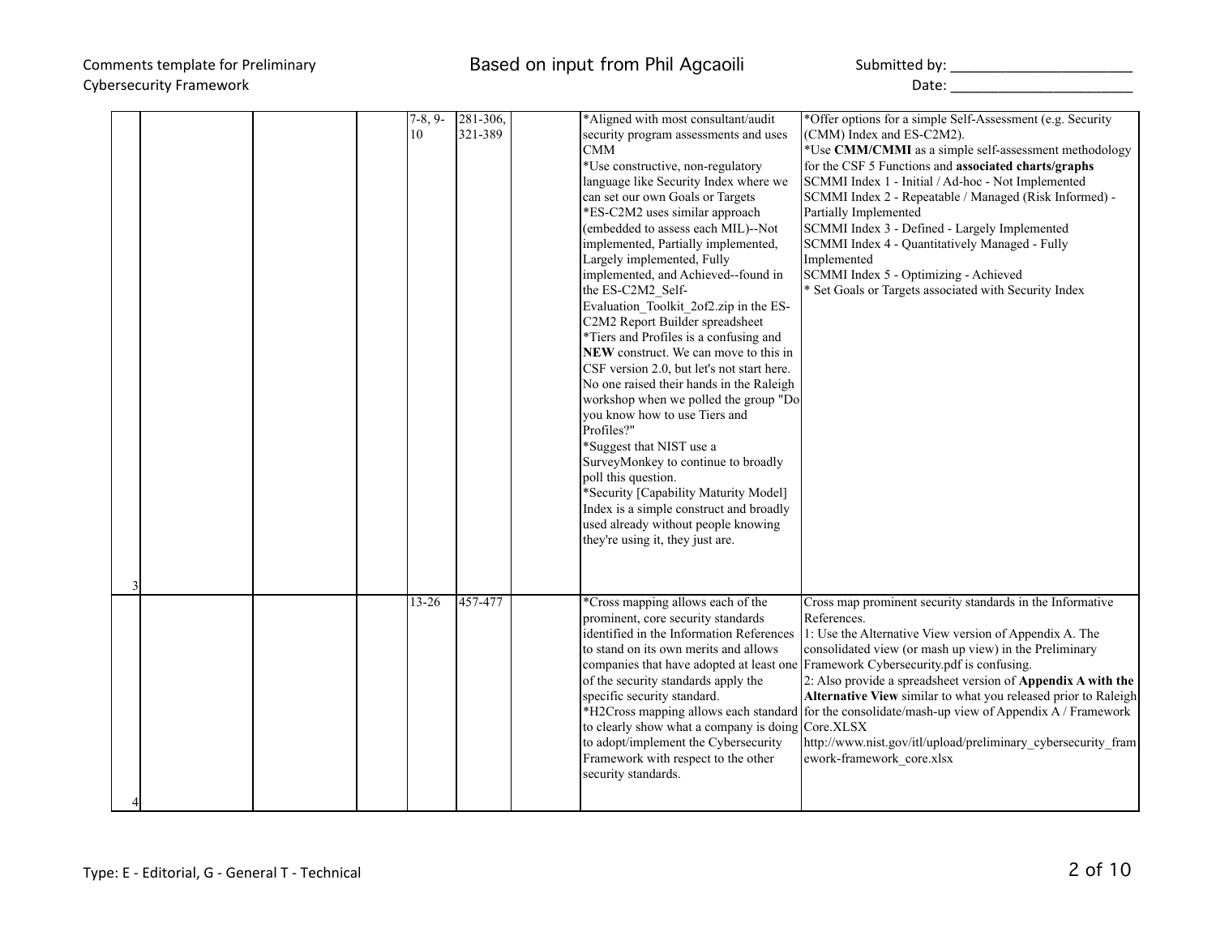| | | | | | | | | |
|---|---|---|---|---|---|---|---|---|
| 3 | | | | 7-8, 9-10 | 281-306, 321-389 | | *Aligned with most consultant/audit security program assessments and uses CMM<br>*Use constructive, non-regulatory language like Security Index where we can set our own Goals or Targets<br>*ES-C2M2 uses similar approach (embedded to assess each MIL)--Not implemented, Partially implemented, Largely implemented, Fully implemented, and Achieved--found in the ES-C2M2_Self-Evaluation_Toolkit_2of2.zip in the ES-C2M2 Report Builder spreadsheet<br>*Tiers and Profiles is a confusing and **NEW** construct. We can move to this in CSF version 2.0, but let's not start here. No one raised their hands in the Raleigh workshop when we polled the group "Do you know how to use Tiers and Profiles?"<br>*Suggest that NIST use a SurveyMonkey to continue to broadly poll this question.<br>*Security [Capability Maturity Model] Index is a simple construct and broadly used already without people knowing they're using it, they just are. | *Offer options for a simple Self-Assessment (e.g. Security (CMM) Index and ES-C2M2).<br>*Use **CMM/CMMI** as a simple self-assessment methodology for the CSF 5 Functions and **associated charts/graphs**<br>SCMMI Index 1 - Initial / Ad-hoc - Not Implemented<br>SCMMI Index 2 - Repeatable / Managed (Risk Informed) - Partially Implemented<br>SCMMI Index 3 - Defined - Largely Implemented<br>SCMMI Index 4 - Quantitatively Managed - Fully Implemented<br>SCMMI Index 5 - Optimizing - Achieved<br>* Set Goals or Targets associated with Security Index |
| 4 | | | | 13-26 | 457-477 | | *Cross mapping allows each of the prominent, core security standards identified in the Information References to stand on its own merits and allows companies that have adopted at least one of the security standards apply the specific security standard.<br>*H2Cross mapping allows each standard to clearly show what a company is doing to adopt/implement the Cybersecurity Framework with respect to the other security standards. | Cross map prominent security standards in the Informative References.<br>1: Use the Alternative View version of Appendix A. The consolidated view (or mash up view) in the Preliminary Framework Cybersecurity.pdf is confusing.<br>2: Also provide a spreadsheet version of **Appendix A with the Alternative View** similar to what you released prior to Raleigh for the consolidate/mash-up view of Appendix A / Framework Core.XLSX<br>http://www.nist.gov/itl/upload/preliminary_cybersecurity_framework-framework_core.xlsx |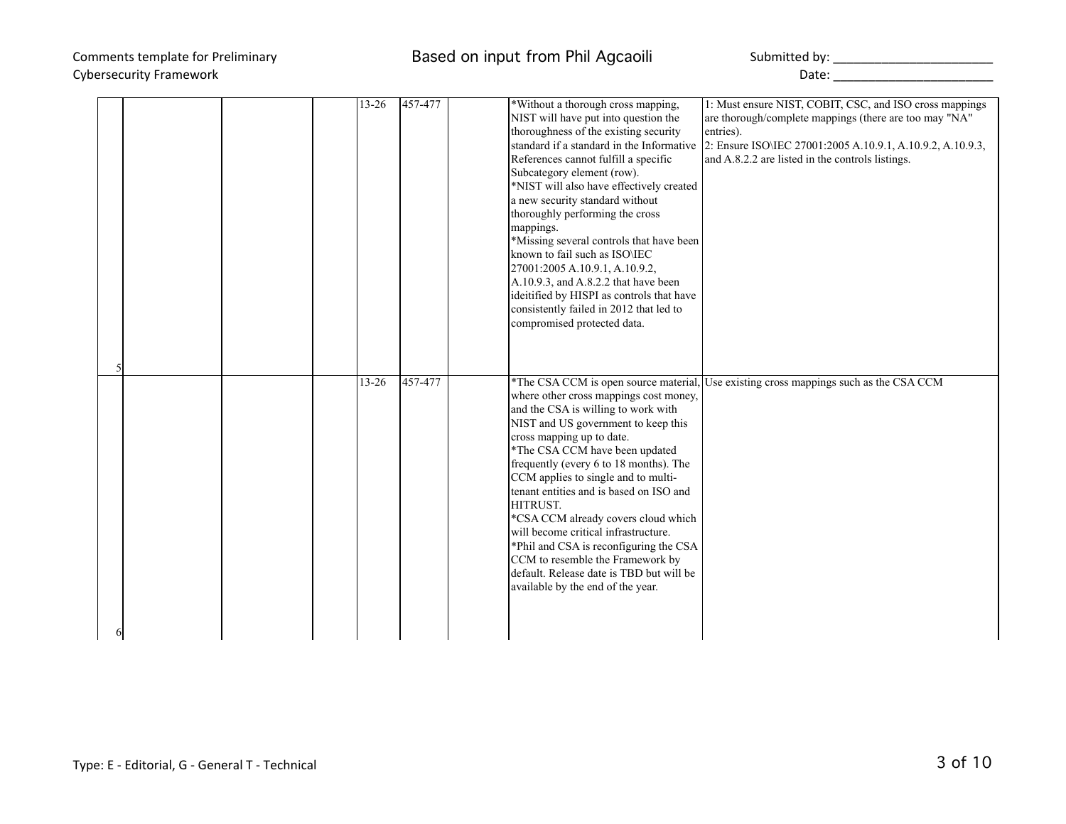| # | | | | | | | | |
|---|---|---|---|---|---|---|---|---|
| 5 | | | | 13-26 | 457-477 | | *Without a thorough cross mapping, NIST will have put into question the thoroughness of the existing security standard if a standard in the Informative References cannot fulfill a specific Subcategory element (row).<br>*NIST will also have effectively created a new security standard without thoroughly performing the cross mappings.<br>*Missing several controls that have been known to fail such as ISO\IEC 27001:2005 A.10.9.1, A.10.9.2, A.10.9.3, and A.8.2.2 that have been ideitified by HISPI as controls that have consistently failed in 2012 that led to compromised protected data. | 1: Must ensure NIST, COBIT, CSC, and ISO cross mappings are thorough/complete mappings (there are too may "NA" entries).<br>2: Ensure ISO\IEC 27001:2005 A.10.9.1, A.10.9.2, A.10.9.3, and A.8.2.2 are listed in the controls listings. |
| 6 | | | | 13-26 | 457-477 | | *The CSA CCM is open source material, where other cross mappings cost money, and the CSA is willing to work with NIST and US government to keep this cross mapping up to date.<br>*The CSA CCM have been updated frequently (every 6 to 18 months). The CCM applies to single and to multi-tenant entities and is based on ISO and HITRUST.<br>*CSA CCM already covers cloud which will become critical infrastructure.<br>*Phil and CSA is reconfiguring the CSA CCM to resemble the Framework by default. Release date is TBD but will be available by the end of the year. | Use existing cross mappings such as the CSA CCM |

Type: E - Editorial, G - General T - Technical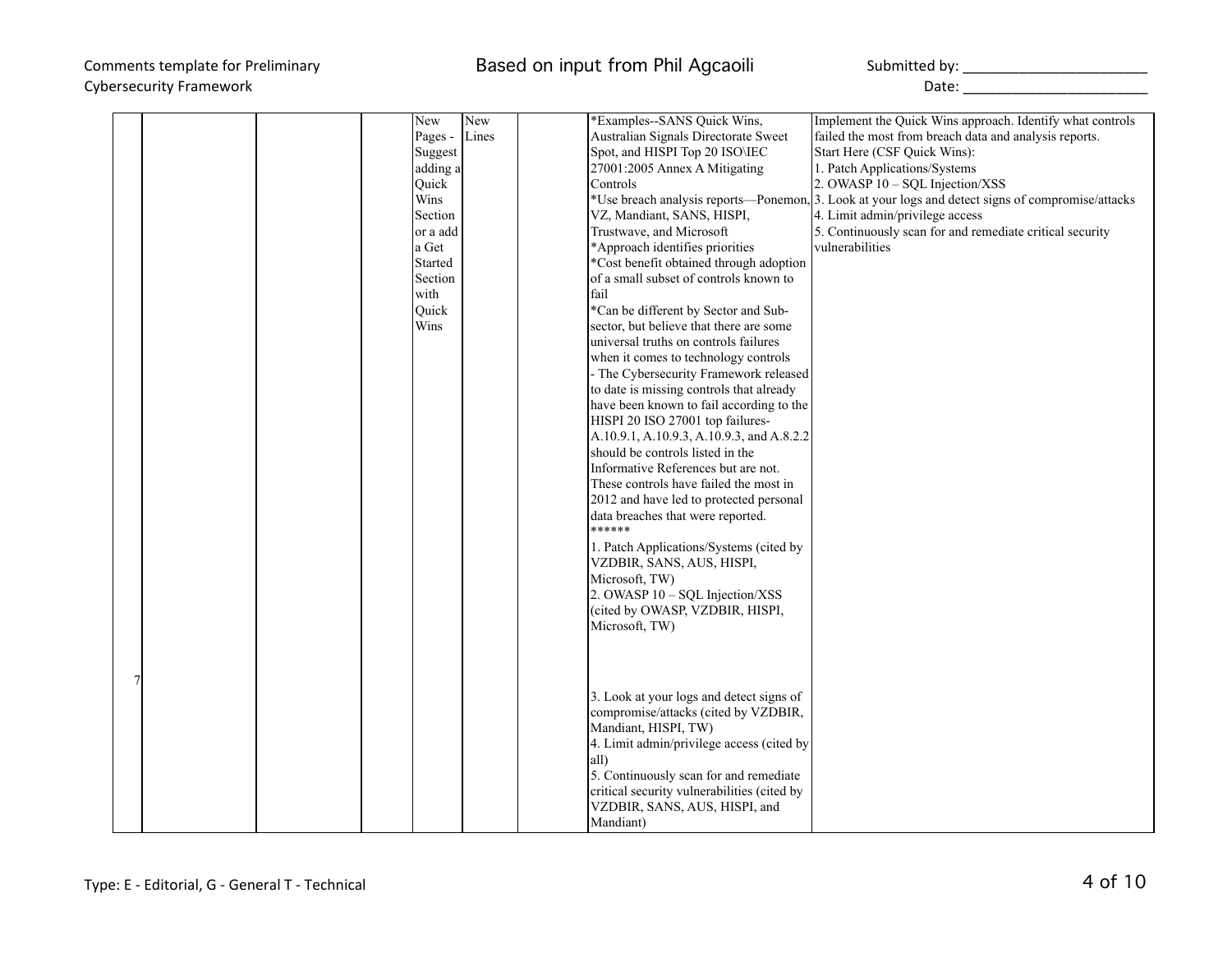| | | | | | | | | |
|---|---|---|---|---|---|---|---|---|
| 7 | | | | New Pages - Suggest adding a Quick Wins Section or a add a Get Started Section with Quick Wins | New Lines | | *Examples--SANS Quick Wins, Australian Signals Directorate Sweet Spot, and HISPI Top 20 ISO\IEC 27001:2005 Annex A Mitigating Controls<br>*Use breach analysis reports—Ponemon, VZ, Mandiant, SANS, HISPI, Trustwave, and Microsoft<br>*Approach identifies priorities<br>*Cost benefit obtained through adoption of a small subset of controls known to fail<br>*Can be different by Sector and Sub-sector, but believe that there are some universal truths on controls failures when it comes to technology controls<br>- The Cybersecurity Framework released to date is missing controls that already have been known to fail according to the HISPI 20 ISO 27001 top failures- A.10.9.1, A.10.9.3, A.10.9.3, and A.8.2.2 should be controls listed in the Informative References but are not. These controls have failed the most in 2012 and have led to protected personal data breaches that were reported.<br>******<br>1. Patch Applications/Systems (cited by VZDBIR, SANS, AUS, HISPI, Microsoft, TW)<br>2. OWASP 10 – SQL Injection/XSS (cited by OWASP, VZDBIR, HISPI, Microsoft, TW)<br>3. Look at your logs and detect signs of compromise/attacks (cited by VZDBIR, Mandiant, HISPI, TW)<br>4. Limit admin/privilege access (cited by all)<br>5. Continuously scan for and remediate critical security vulnerabilities (cited by VZDBIR, SANS, AUS, HISPI, and Mandiant) | Implement the Quick Wins approach. Identify what controls failed the most from breach data and analysis reports.<br>Start Here (CSF Quick Wins):<br>1. Patch Applications/Systems<br>2. OWASP 10 – SQL Injection/XSS<br>3. Look at your logs and detect signs of compromise/attacks<br>4. Limit admin/privilege access<br>5. Continuously scan for and remediate critical security vulnerabilities |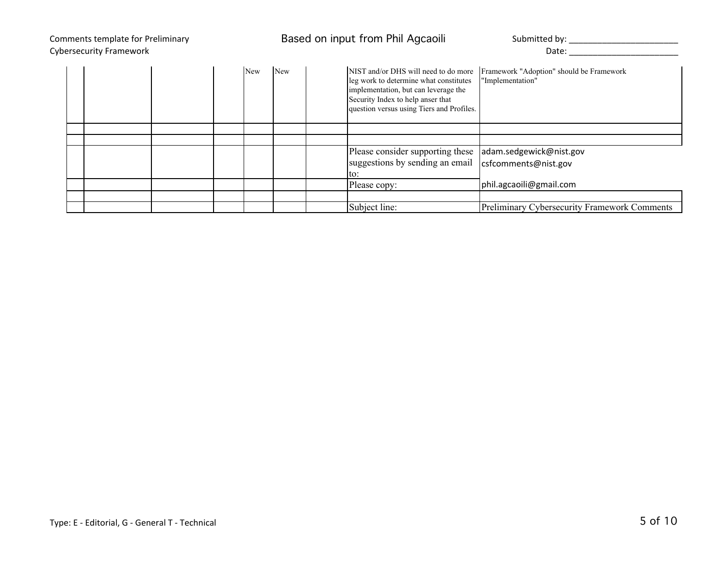| | | | | | | | | |
|---|---|---|---|---|---|---|---|---|
| | | | | New | New | | NIST and/or DHS will need to do more leg work to determine what constitutes implementation, but can leverage the Security Index to help anser that question versus using Tiers and Profiles. | Framework "Adoption" should be Framework "Implementation" |
| | | | | | | | | |
| | | | | | | | | |
| | | | | | | | Please consider supporting these suggestions by sending an email to: | adam.sedgewick@nist.gov csfcomments@nist.gov |
| | | | | | | | Please copy: | phil.agcaoili@gmail.com |
| | | | | | | | | |
| | | | | | | | Subject line: | Preliminary Cybersecurity Framework Comments |